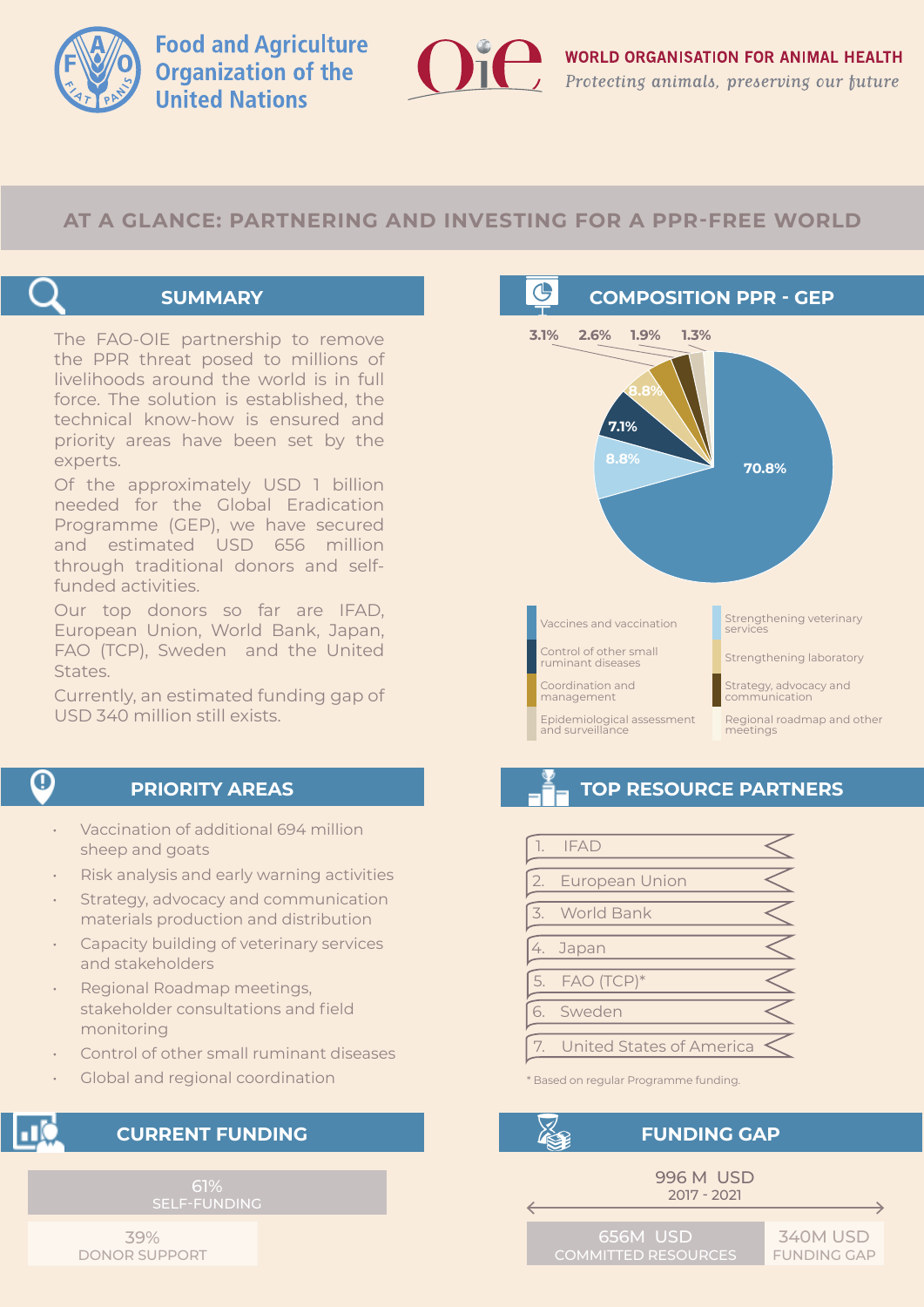Food and Agriculture Organization of the United Nations

WORLD ORGANISATION FOR ANIMAL HEALTH

*Protecting animals, preserving our future*

# AT A GLANCE: PARTNERING AND INVESTING FOR A PPR-FREE WORLD

## SUMMARY

The FAO-OIE partnership to remove the PPR threat posed to millions of livelihoods around the world is in full force. The solution is established, the technical know-how is ensured and priority areas have been set by the experts.

Of the approximately USD 1 billion needed for the Global Eradication Programme (GEP), we have secured and estimated USD 656 million through traditional donors and self-funded activities.

Our top donors so far are IFAD, European Union, World Bank, Japan, FAO (TCP), Sweden and the United States.

Currently, an estimated funding gap of USD 340 million still exists.

## COMPOSITION PPR - GEP

| Component | Share |
| --- | --- |
| Vaccines and vaccination | 70.8% |
| Strengthening veterinary services | 8.8% |
| Control of other small ruminant diseases | 7.1% |
| Strengthening laboratory | 8.8% |
| Coordination and management | 3.1% |
| Strategy, advocacy and communication | 2.6% |
| Epidemiological assessment and surveillance | 1.9% |
| Regional roadmap and other meetings | 1.3% |

## PRIORITY AREAS

- Vaccination of additional 694 million sheep and goats
- Risk analysis and early warning activities
- Strategy, advocacy and communication materials production and distribution
- Capacity building of veterinary services and stakeholders
- Regional Roadmap meetings, stakeholder consultations and field monitoring
- Control of other small ruminant diseases
- Global and regional coordination

## TOP RESOURCE PARTNERS

1. IFAD
2. European Union
3. World Bank
4. Japan
5. FAO (TCP)*
6. Sweden
7. United States of America

\* Based on regular Programme funding.

## CURRENT FUNDING

61% SELF-FUNDING

39% DONOR SUPPORT

## FUNDING GAP

996 M USD
2017 - 2021

656M USD COMMITTED RESOURCES

340M USD FUNDING GAP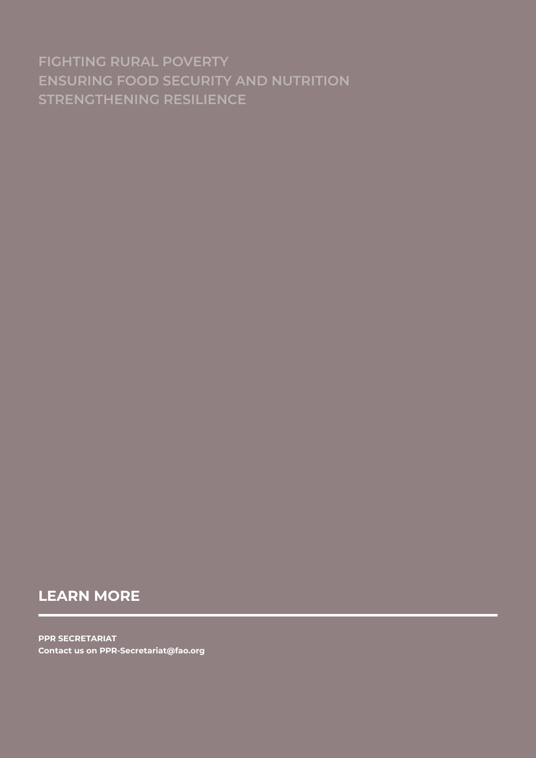FIGHTING RURAL POVERTY
ENSURING FOOD SECURITY AND NUTRITION
STRENGTHENING RESILIENCE

## LEARN MORE

---

**PPR SECRETARIAT**
**Contact us on PPR-Secretariat@fao.org**